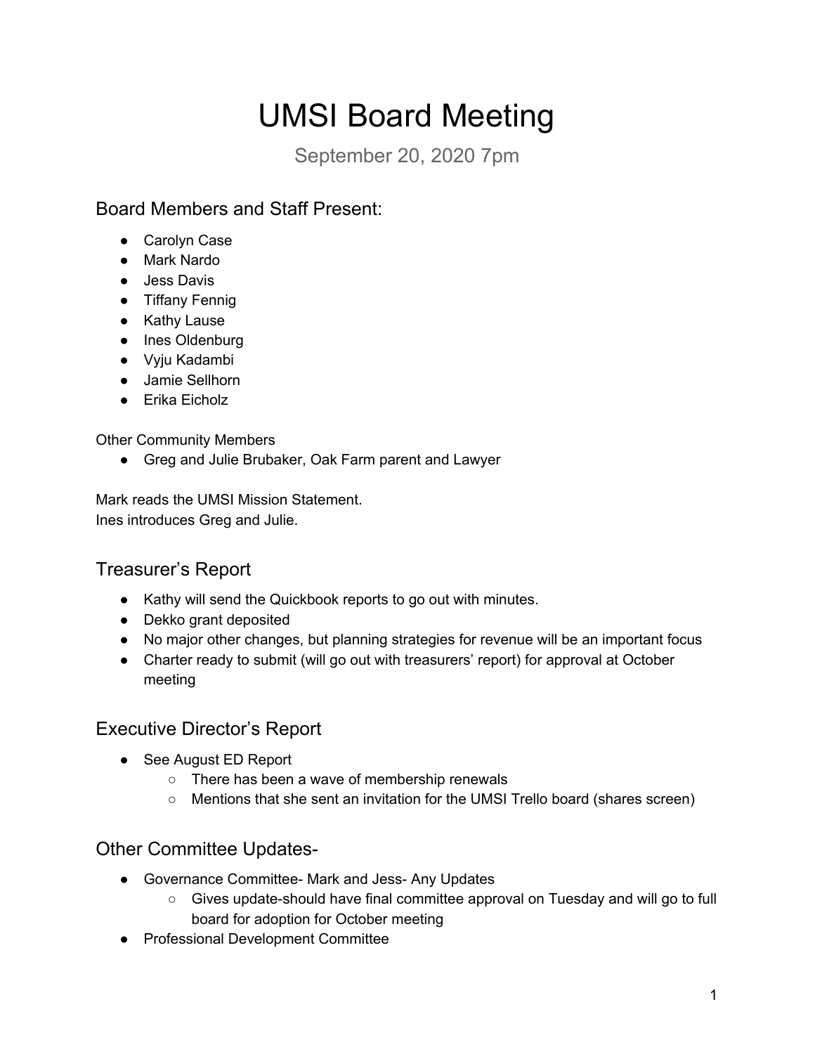# UMSI Board Meeting

September 20, 2020 7pm

## Board Members and Staff Present:

- Carolyn Case
- Mark Nardo
- Jess Davis
- Tiffany Fennig
- Kathy Lause
- Ines Oldenburg
- Vyju Kadambi
- Jamie Sellhorn
- Erika Eicholz

Other Community Members

- Greg and Julie Brubaker, Oak Farm parent and Lawyer

Mark reads the UMSI Mission Statement.
Ines introduces Greg and Julie.

## Treasurer's Report

- Kathy will send the Quickbook reports to go out with minutes.
- Dekko grant deposited
- No major other changes, but planning strategies for revenue will be an important focus
- Charter ready to submit (will go out with treasurers' report) for approval at October meeting

## Executive Director's Report

- See August ED Report
  - There has been a wave of membership renewals
  - Mentions that she sent an invitation for the UMSI Trello board (shares screen)

## Other Committee Updates-

- Governance Committee- Mark and Jess- Any Updates
  - Gives update-should have final committee approval on Tuesday and will go to full board for adoption for October meeting
- Professional Development Committee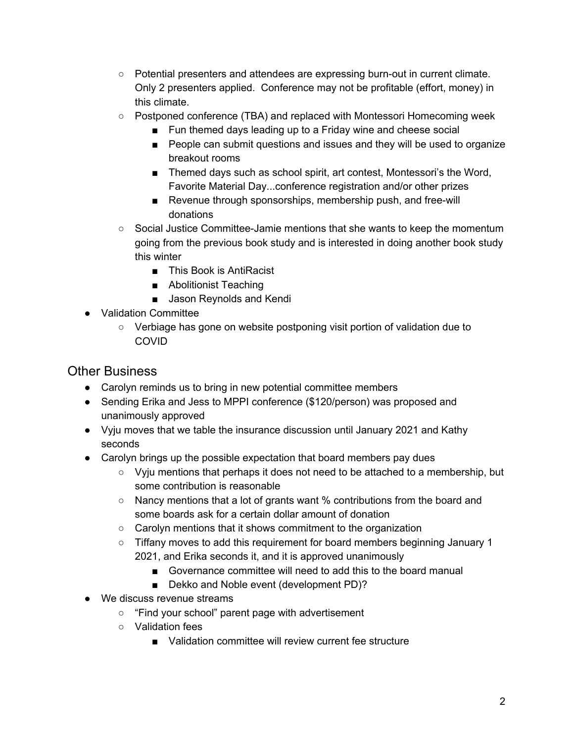- Potential presenters and attendees are expressing burn-out in current climate. Only 2 presenters applied. Conference may not be profitable (effort, money) in this climate.
    - Postponed conference (TBA) and replaced with Montessori Homecoming week
        - Fun themed days leading up to a Friday wine and cheese social
        - People can submit questions and issues and they will be used to organize breakout rooms
        - Themed days such as school spirit, art contest, Montessori's the Word, Favorite Material Day...conference registration and/or other prizes
        - Revenue through sponsorships, membership push, and free-will donations
    - Social Justice Committee-Jamie mentions that she wants to keep the momentum going from the previous book study and is interested in doing another book study this winter
        - This Book is AntiRacist
        - Abolitionist Teaching
        - Jason Reynolds and Kendi
- Validation Committee
    - Verbiage has gone on website postponing visit portion of validation due to COVID

## Other Business

- Carolyn reminds us to bring in new potential committee members
- Sending Erika and Jess to MPPI conference ($120/person) was proposed and unanimously approved
- Vyju moves that we table the insurance discussion until January 2021 and Kathy seconds
- Carolyn brings up the possible expectation that board members pay dues
    - Vyju mentions that perhaps it does not need to be attached to a membership, but some contribution is reasonable
    - Nancy mentions that a lot of grants want % contributions from the board and some boards ask for a certain dollar amount of donation
    - Carolyn mentions that it shows commitment to the organization
    - Tiffany moves to add this requirement for board members beginning January 1 2021, and Erika seconds it, and it is approved unanimously
        - Governance committee will need to add this to the board manual
        - Dekko and Noble event (development PD)?
- We discuss revenue streams
    - "Find your school" parent page with advertisement
    - Validation fees
        - Validation committee will review current fee structure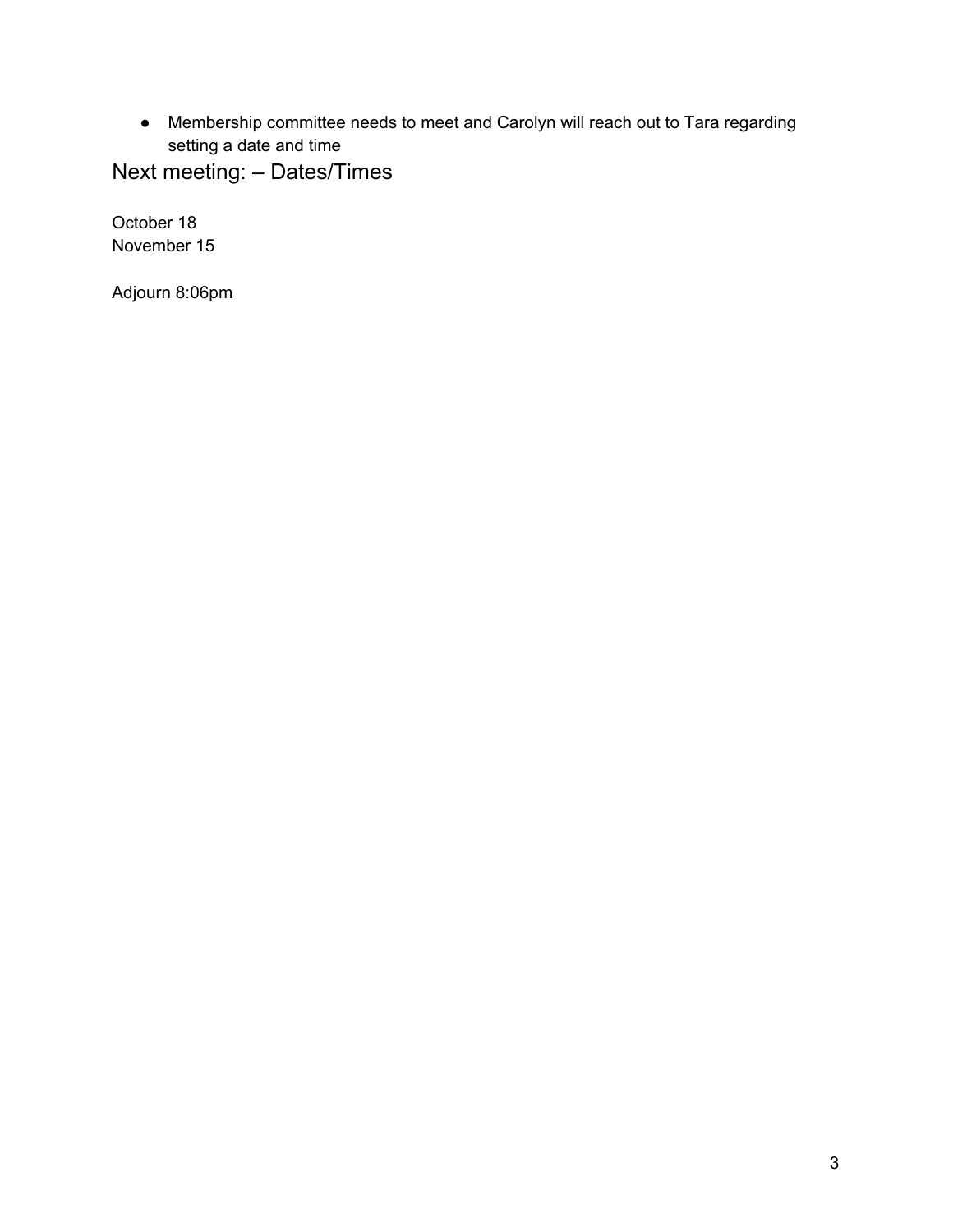- Membership committee needs to meet and Carolyn will reach out to Tara regarding setting a date and time

## Next meeting: – Dates/Times

October 18
November 15

Adjourn 8:06pm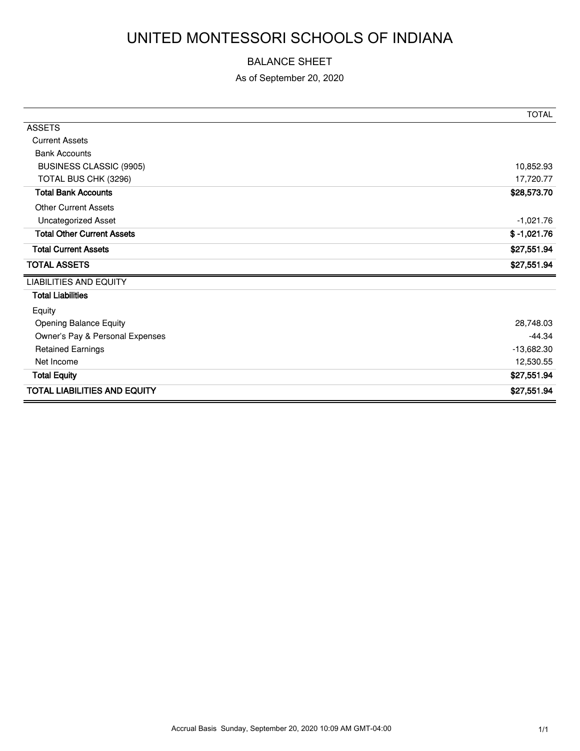# UNITED MONTESSORI SCHOOLS OF INDIANA

BALANCE SHEET

As of September 20, 2020

| | TOTAL |
|---|---|
| ASSETS | |
| Current Assets | |
| Bank Accounts | |
| BUSINESS CLASSIC (9905) | 10,852.93 |
| TOTAL BUS CHK (3296) | 17,720.77 |
| **Total Bank Accounts** | **$28,573.70** |
| Other Current Assets | |
| Uncategorized Asset | -1,021.76 |
| **Total Other Current Assets** | **$ -1,021.76** |
| **Total Current Assets** | **$27,551.94** |
| **TOTAL ASSETS** | **$27,551.94** |
| LIABILITIES AND EQUITY | |
| **Total Liabilities** | |
| Equity | |
| Opening Balance Equity | 28,748.03 |
| Owner's Pay & Personal Expenses | -44.34 |
| Retained Earnings | -13,682.30 |
| Net Income | 12,530.55 |
| **Total Equity** | **$27,551.94** |
| **TOTAL LIABILITIES AND EQUITY** | **$27,551.94** |

Accrual Basis Sunday, September 20, 2020 10:09 AM GMT-04:00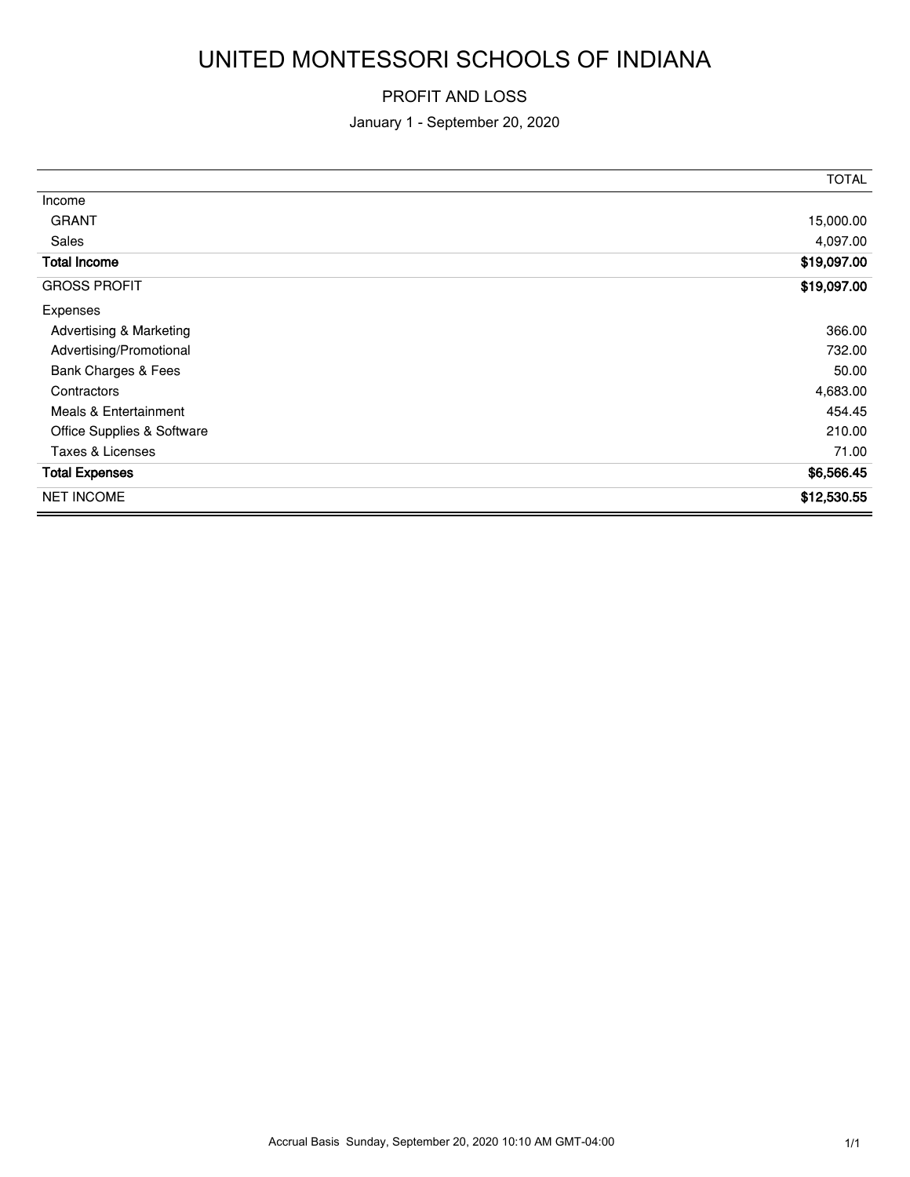# UNITED MONTESSORI SCHOOLS OF INDIANA

## PROFIT AND LOSS

January 1 - September 20, 2020

| | TOTAL |
|---|---|
| Income | |
| GRANT | 15,000.00 |
| Sales | 4,097.00 |
| **Total Income** | **$19,097.00** |
| GROSS PROFIT | **$19,097.00** |
| Expenses | |
| Advertising & Marketing | 366.00 |
| Advertising/Promotional | 732.00 |
| Bank Charges & Fees | 50.00 |
| Contractors | 4,683.00 |
| Meals & Entertainment | 454.45 |
| Office Supplies & Software | 210.00 |
| Taxes & Licenses | 71.00 |
| **Total Expenses** | **$6,566.45** |
| NET INCOME | **$12,530.55** |

Accrual Basis Sunday, September 20, 2020 10:10 AM GMT-04:00